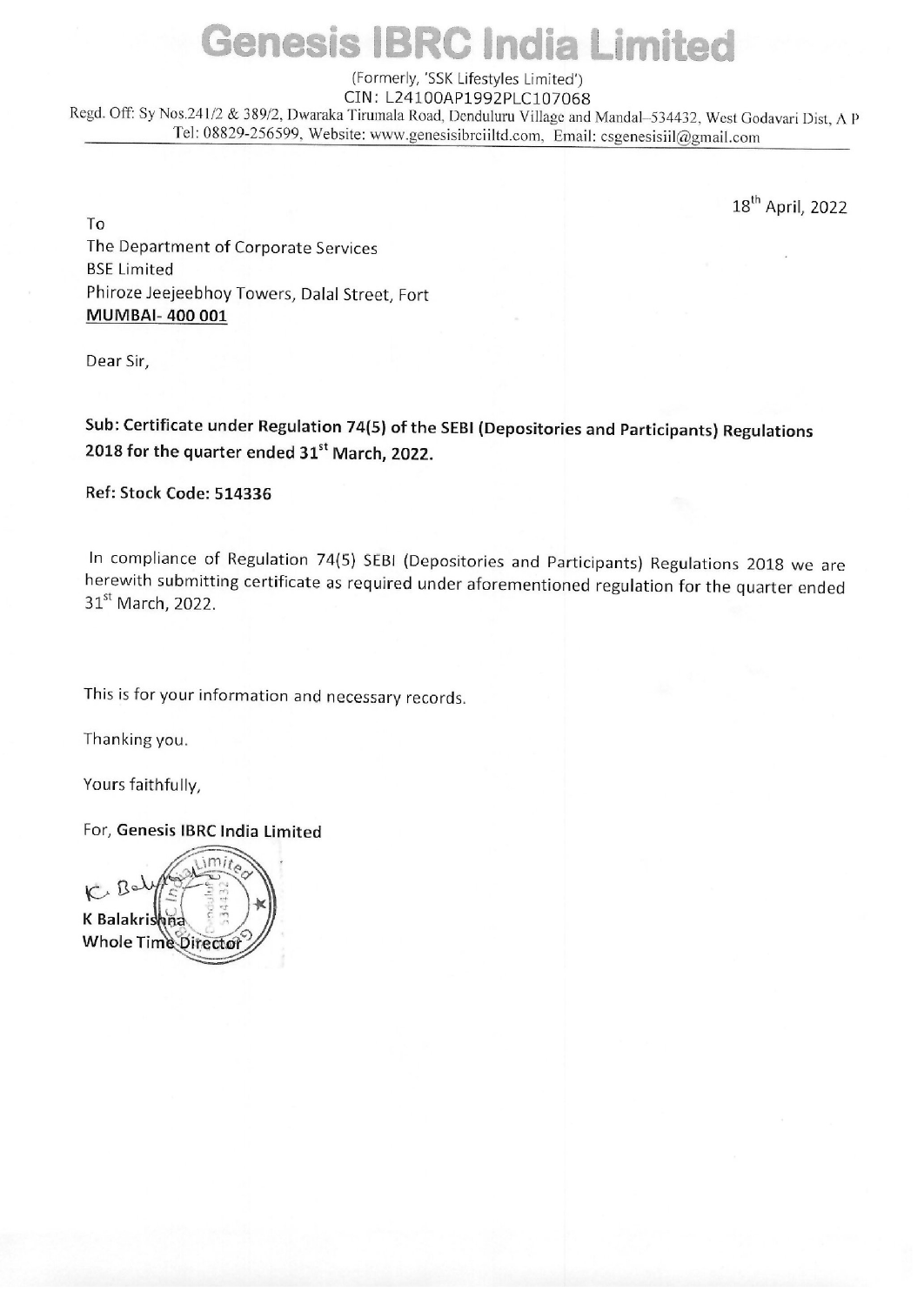# Genesis IBRC India Limited

(Formerly, 'SSK Lifestyles Limited')
CIN: L24100AP1992PLC107068
Regd. Off: Sy Nos.241/2 & 389/2, Dwaraka Tirumala Road, Denduluru Village and Mandal–534432, West Godavari Dist, A P
Tel: 08829-256599, Website: www.genesisibrciiltd.com, Email: csgenesisiil@gmail.com

18th April, 2022

To
The Department of Corporate Services
BSE Limited
Phiroze Jeejeebhoy Towers, Dalal Street, Fort
**MUMBAI- 400 001**

Dear Sir,

**Sub: Certificate under Regulation 74(5) of the SEBI (Depositories and Participants) Regulations 2018 for the quarter ended 31st March, 2022.**

**Ref: Stock Code: 514336**

In compliance of Regulation 74(5) SEBI (Depositories and Participants) Regulations 2018 we are herewith submitting certificate as required under aforementioned regulation for the quarter ended 31st March, 2022.

This is for your information and necessary records.

Thanking you.

Yours faithfully,

For, **Genesis IBRC India Limited**

**K Balakrishna**
**Whole Time Director**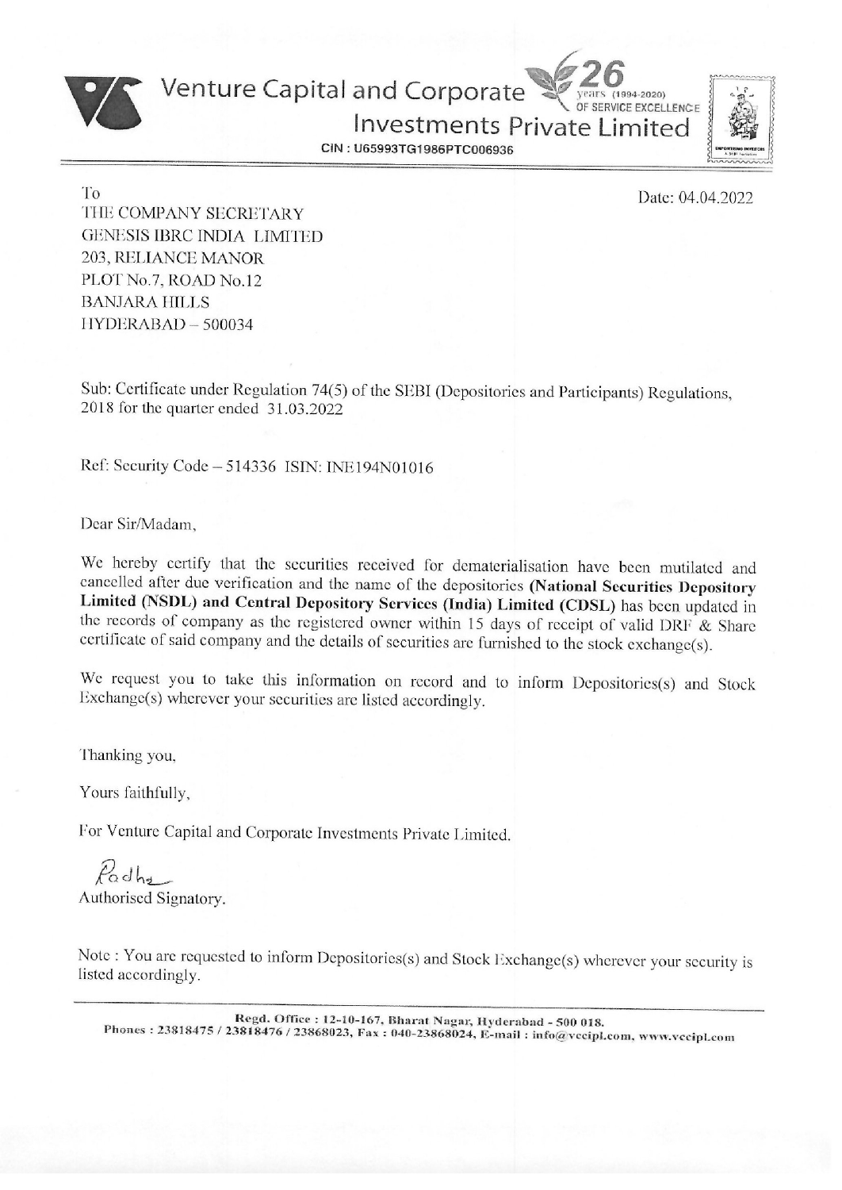# Venture Capital and Corporate Investments Private Limited

26 years (1994-2020) OF SERVICE EXCELLENCE

CIN : U65993TG1986PTC006936

To

THE COMPANY SECRETARY
GENESIS IBRC INDIA LIMITED
203, RELIANCE MANOR
PLOT No.7, ROAD No.12
BANJARA HILLS
HYDERABAD – 500034

Date: 04.04.2022

Sub: Certificate under Regulation 74(5) of the SEBI (Depositories and Participants) Regulations, 2018 for the quarter ended 31.03.2022

Ref: Security Code – 514336 ISIN: INE194N01016

Dear Sir/Madam,

We hereby certify that the securities received for dematerialisation have been mutilated and cancelled after due verification and the name of the depositories **(National Securities Depository Limited (NSDL) and Central Depository Services (India) Limited (CDSL)** has been updated in the records of company as the registered owner within 15 days of receipt of valid DRF & Share certificate of said company and the details of securities are furnished to the stock exchange(s).

We request you to take this information on record and to inform Depositories(s) and Stock Exchange(s) wherever your securities are listed accordingly.

Thanking you,

Yours faithfully,

For Venture Capital and Corporate Investments Private Limited.

Radha

Authorised Signatory.

Note : You are requested to inform Depositories(s) and Stock Exchange(s) wherever your security is listed accordingly.

**Regd. Office : 12-10-167, Bharat Nagar, Hyderabad - 500 018.**
**Phones : 23818475 / 23818476 / 23868023, Fax : 040-23868024, E-mail : info@vccipl.com, www.vccipl.com**